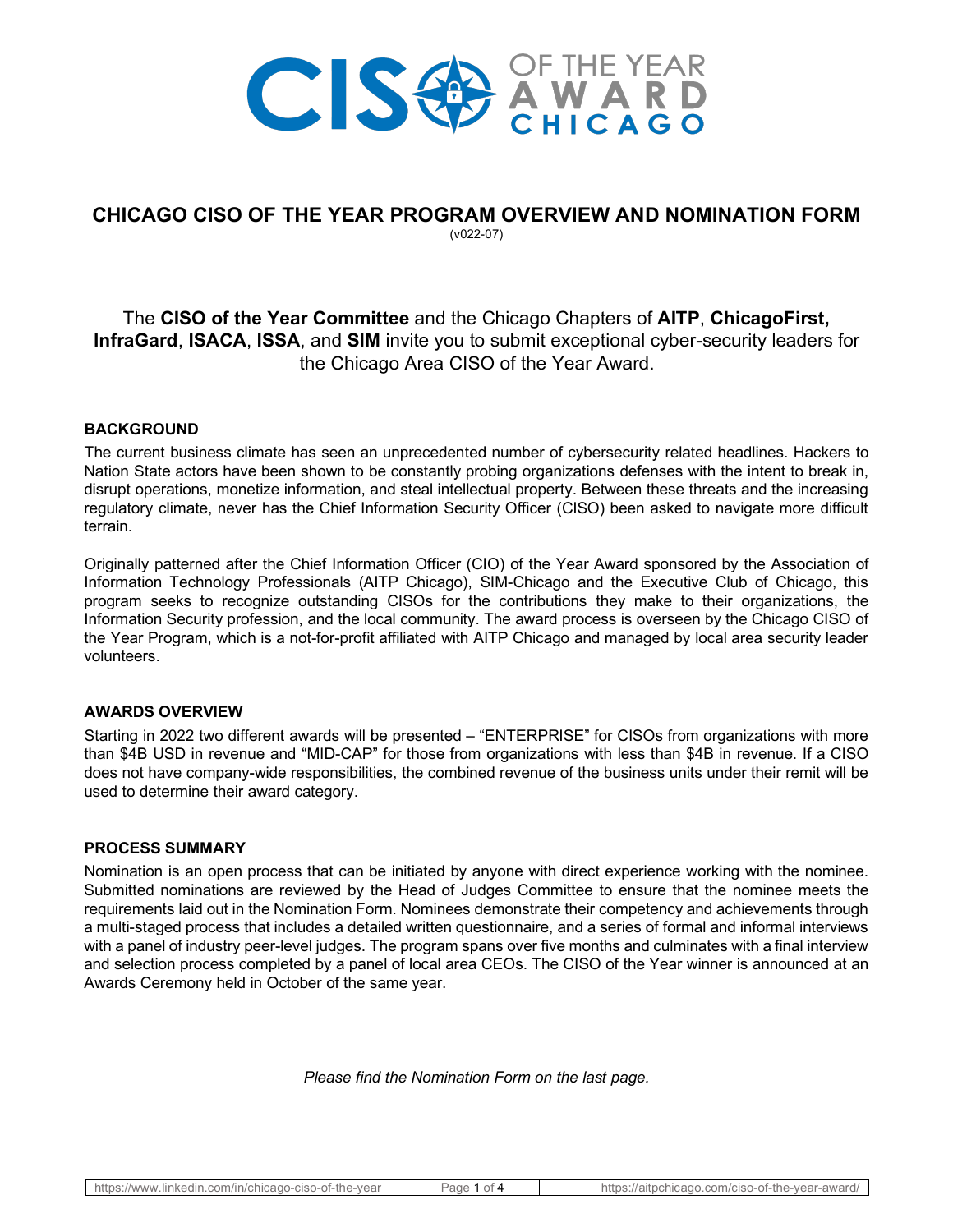# CHICAGO CISO OF THE YEAR PROGRAM OVERVIEW AND NOMINATION FORM

(v022-07)

The **CISO of the Year Committee** and the Chicago Chapters of **AITP**, **ChicagoFirst, InfraGard**, **ISACA**, **ISSA**, and **SIM** invite you to submit exceptional cyber-security leaders for the Chicago Area CISO of the Year Award.

## BACKGROUND

The current business climate has seen an unprecedented number of cybersecurity related headlines. Hackers to Nation State actors have been shown to be constantly probing organizations defenses with the intent to break in, disrupt operations, monetize information, and steal intellectual property. Between these threats and the increasing regulatory climate, never has the Chief Information Security Officer (CISO) been asked to navigate more difficult terrain.

Originally patterned after the Chief Information Officer (CIO) of the Year Award sponsored by the Association of Information Technology Professionals (AITP Chicago), SIM-Chicago and the Executive Club of Chicago, this program seeks to recognize outstanding CISOs for the contributions they make to their organizations, the Information Security profession, and the local community. The award process is overseen by the Chicago CISO of the Year Program, which is a not-for-profit affiliated with AITP Chicago and managed by local area security leader volunteers.

## AWARDS OVERVIEW

Starting in 2022 two different awards will be presented – "ENTERPRISE" for CISOs from organizations with more than $4B USD in revenue and "MID-CAP" for those from organizations with less than $4B in revenue. If a CISO does not have company-wide responsibilities, the combined revenue of the business units under their remit will be used to determine their award category.

## PROCESS SUMMARY

Nomination is an open process that can be initiated by anyone with direct experience working with the nominee. Submitted nominations are reviewed by the Head of Judges Committee to ensure that the nominee meets the requirements laid out in the Nomination Form. Nominees demonstrate their competency and achievements through a multi-staged process that includes a detailed written questionnaire, and a series of formal and informal interviews with a panel of industry peer-level judges. The program spans over five months and culminates with a final interview and selection process completed by a panel of local area CEOs. The CISO of the Year winner is announced at an Awards Ceremony held in October of the same year.

*Please find the Nomination Form on the last page.*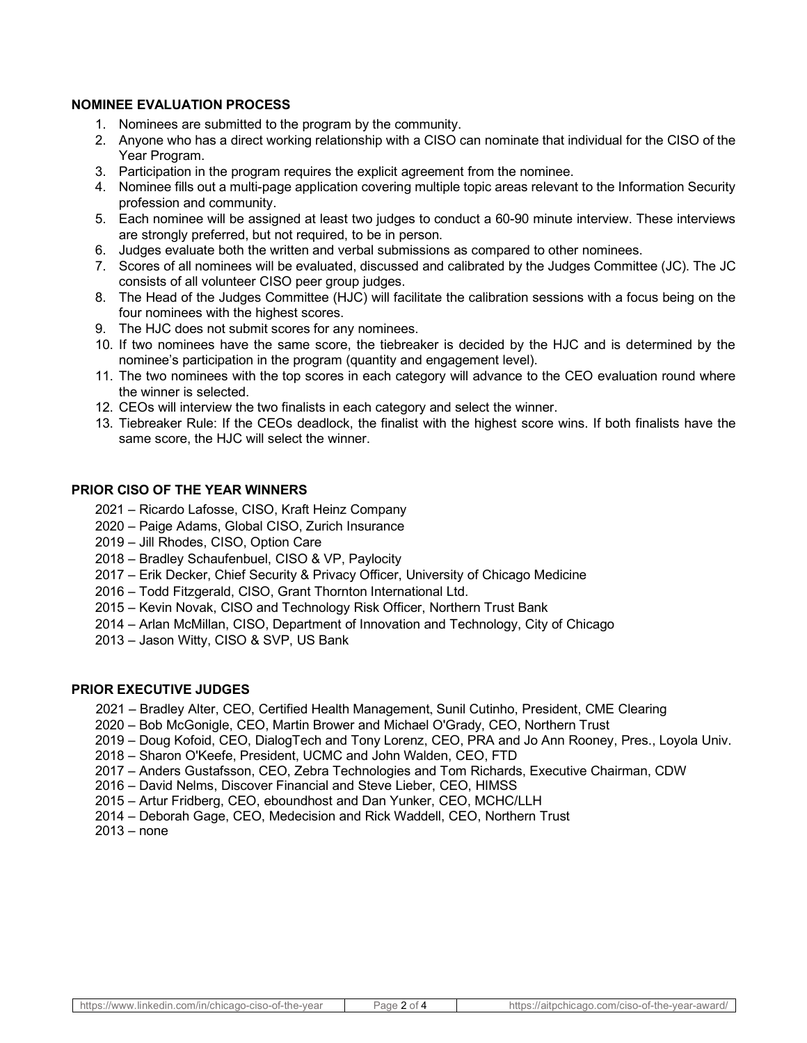## NOMINEE EVALUATION PROCESS

1. Nominees are submitted to the program by the community.
2. Anyone who has a direct working relationship with a CISO can nominate that individual for the CISO of the Year Program.
3. Participation in the program requires the explicit agreement from the nominee.
4. Nominee fills out a multi-page application covering multiple topic areas relevant to the Information Security profession and community.
5. Each nominee will be assigned at least two judges to conduct a 60-90 minute interview. These interviews are strongly preferred, but not required, to be in person.
6. Judges evaluate both the written and verbal submissions as compared to other nominees.
7. Scores of all nominees will be evaluated, discussed and calibrated by the Judges Committee (JC). The JC consists of all volunteer CISO peer group judges.
8. The Head of the Judges Committee (HJC) will facilitate the calibration sessions with a focus being on the four nominees with the highest scores.
9. The HJC does not submit scores for any nominees.
10. If two nominees have the same score, the tiebreaker is decided by the HJC and is determined by the nominee's participation in the program (quantity and engagement level).
11. The two nominees with the top scores in each category will advance to the CEO evaluation round where the winner is selected.
12. CEOs will interview the two finalists in each category and select the winner.
13. Tiebreaker Rule: If the CEOs deadlock, the finalist with the highest score wins. If both finalists have the same score, the HJC will select the winner.

## PRIOR CISO OF THE YEAR WINNERS

2021 – Ricardo Lafosse, CISO, Kraft Heinz Company
2020 – Paige Adams, Global CISO, Zurich Insurance
2019 – Jill Rhodes, CISO, Option Care
2018 – Bradley Schaufenbuel, CISO & VP, Paylocity
2017 – Erik Decker, Chief Security & Privacy Officer, University of Chicago Medicine
2016 – Todd Fitzgerald, CISO, Grant Thornton International Ltd.
2015 – Kevin Novak, CISO and Technology Risk Officer, Northern Trust Bank
2014 – Arlan McMillan, CISO, Department of Innovation and Technology, City of Chicago
2013 – Jason Witty, CISO & SVP, US Bank

## PRIOR EXECUTIVE JUDGES

2021 – Bradley Alter, CEO, Certified Health Management, Sunil Cutinho, President, CME Clearing
2020 – Bob McGonigle, CEO, Martin Brower and Michael O'Grady, CEO, Northern Trust
2019 – Doug Kofoid, CEO, DialogTech and Tony Lorenz, CEO, PRA and Jo Ann Rooney, Pres., Loyola Univ.
2018 – Sharon O'Keefe, President, UCMC and John Walden, CEO, FTD
2017 – Anders Gustafsson, CEO, Zebra Technologies and Tom Richards, Executive Chairman, CDW
2016 – David Nelms, Discover Financial and Steve Lieber, CEO, HIMSS
2015 – Artur Fridberg, CEO, eboundhost and Dan Yunker, CEO, MCHC/LLH
2014 – Deborah Gage, CEO, Medecision and Rick Waddell, CEO, Northern Trust
2013 – none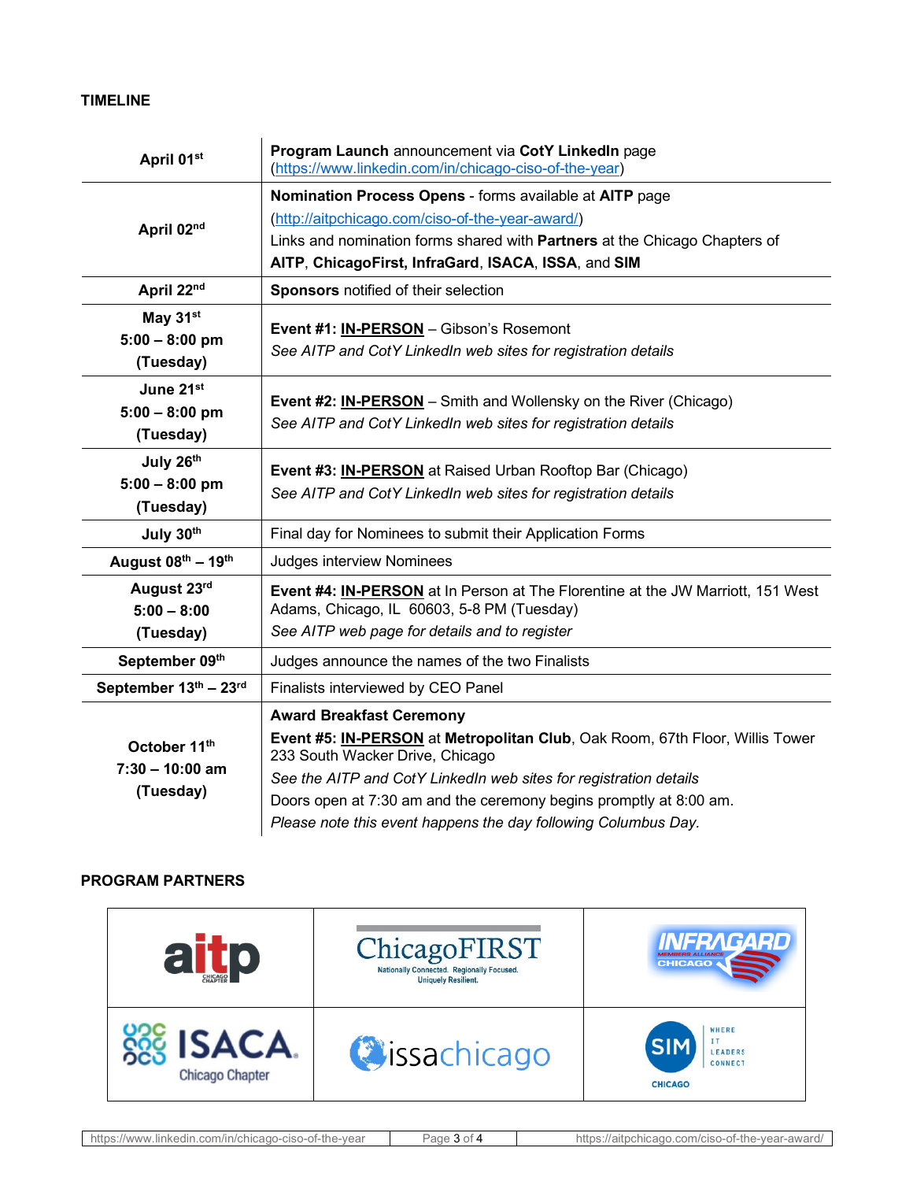## TIMELINE

| | |
|---|---|
| **April 01st** | **Program Launch** announcement via **CotY LinkedIn** page (https://www.linkedin.com/in/chicago-ciso-of-the-year) |
| **April 02nd** | **Nomination Process Opens** - forms available at **AITP** page (http://aitpchicago.com/ciso-of-the-year-award/) Links and nomination forms shared with **Partners** at the Chicago Chapters of **AITP**, **ChicagoFirst, InfraGard**, **ISACA**, **ISSA**, and **SIM** |
| **April 22nd** | **Sponsors** notified of their selection |
| **May 31st 5:00 – 8:00 pm (Tuesday)** | **Event #1: IN-PERSON** – Gibson's Rosemont *See AITP and CotY LinkedIn web sites for registration details* |
| **June 21st 5:00 – 8:00 pm (Tuesday)** | **Event #2: IN-PERSON** – Smith and Wollensky on the River (Chicago) *See AITP and CotY LinkedIn web sites for registration details* |
| **July 26th 5:00 – 8:00 pm (Tuesday)** | **Event #3: IN-PERSON** at Raised Urban Rooftop Bar (Chicago) *See AITP and CotY LinkedIn web sites for registration details* |
| **July 30th** | Final day for Nominees to submit their Application Forms |
| **August 08th – 19th** | Judges interview Nominees |
| **August 23rd 5:00 – 8:00 (Tuesday)** | **Event #4: IN-PERSON** at In Person at The Florentine at the JW Marriott, 151 West Adams, Chicago, IL 60603, 5-8 PM (Tuesday) *See AITP web page for details and to register* |
| **September 09th** | Judges announce the names of the two Finalists |
| **September 13th – 23rd** | Finalists interviewed by CEO Panel |
| **October 11th 7:30 – 10:00 am (Tuesday)** | **Award Breakfast Ceremony** **Event #5: IN-PERSON** at **Metropolitan Club**, Oak Room, 67th Floor, Willis Tower 233 South Wacker Drive, Chicago *See the AITP and CotY LinkedIn web sites for registration details* Doors open at 7:30 am and the ceremony begins promptly at 8:00 am. *Please note this event happens the day following Columbus Day.* |

## PROGRAM PARTNERS

| | | |
|---|---|---|
| aitp Chicago Chapter | ChicagoFIRST Nationally Connected. Regionally Focused. Uniquely Resilient. | InfraGard Members Alliance Chicago |
| ISACA Chicago Chapter | issachicago | SIM Chicago Where IT Leaders Connect |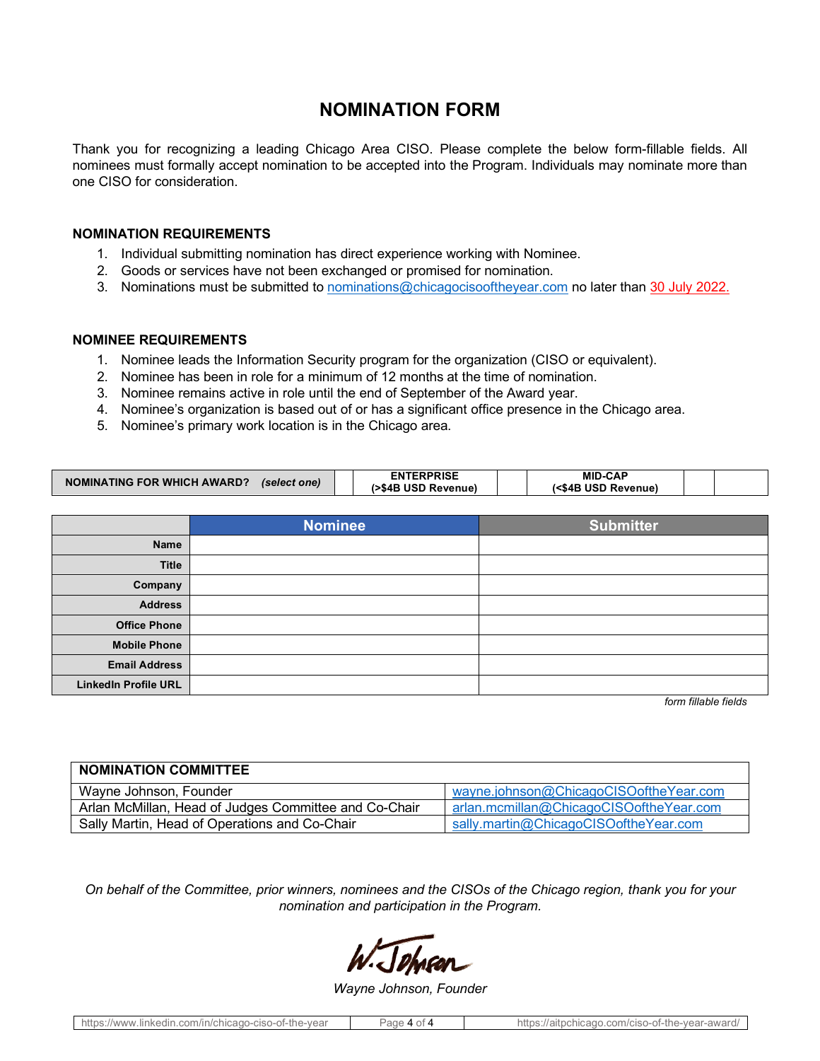# NOMINATION FORM

Thank you for recognizing a leading Chicago Area CISO. Please complete the below form-fillable fields. All nominees must formally accept nomination to be accepted into the Program. Individuals may nominate more than one CISO for consideration.

### NOMINATION REQUIREMENTS

1. Individual submitting nomination has direct experience working with Nominee.
2. Goods or services have not been exchanged or promised for nomination.
3. Nominations must be submitted to nominations@chicagocisooftheyear.com no later than 30 July 2022.

### NOMINEE REQUIREMENTS

1. Nominee leads the Information Security program for the organization (CISO or equivalent).
2. Nominee has been in role for a minimum of 12 months at the time of nomination.
3. Nominee remains active in role until the end of September of the Award year.
4. Nominee's organization is based out of or has a significant office presence in the Chicago area.
5. Nominee's primary work location is in the Chicago area.

| | | | | | | |
|---|---|---|---|---|---|---|
| **NOMINATING FOR WHICH AWARD?** ***(select one)*** | | **ENTERPRISE (>$4B USD Revenue)** | | **MID-CAP (<$4B USD Revenue)** | | |

| | Nominee | Submitter |
|---|---|---|
| **Name** | | |
| **Title** | | |
| **Company** | | |
| **Address** | | |
| **Office Phone** | | |
| **Mobile Phone** | | |
| **Email Address** | | |
| **LinkedIn Profile URL** | | |

*form fillable fields*

| **NOMINATION COMMITTEE** | |
|---|---|
| Wayne Johnson, Founder | wayne.johnson@ChicagoCISOoftheYear.com |
| Arlan McMillan, Head of Judges Committee and Co-Chair | arlan.mcmillan@ChicagoCISOoftheYear.com |
| Sally Martin, Head of Operations and Co-Chair | sally.martin@ChicagoCISOoftheYear.com |

*On behalf of the Committee, prior winners, nominees and the CISOs of the Chicago region, thank you for your nomination and participation in the Program.*

W. Johnson

*Wayne Johnson, Founder*